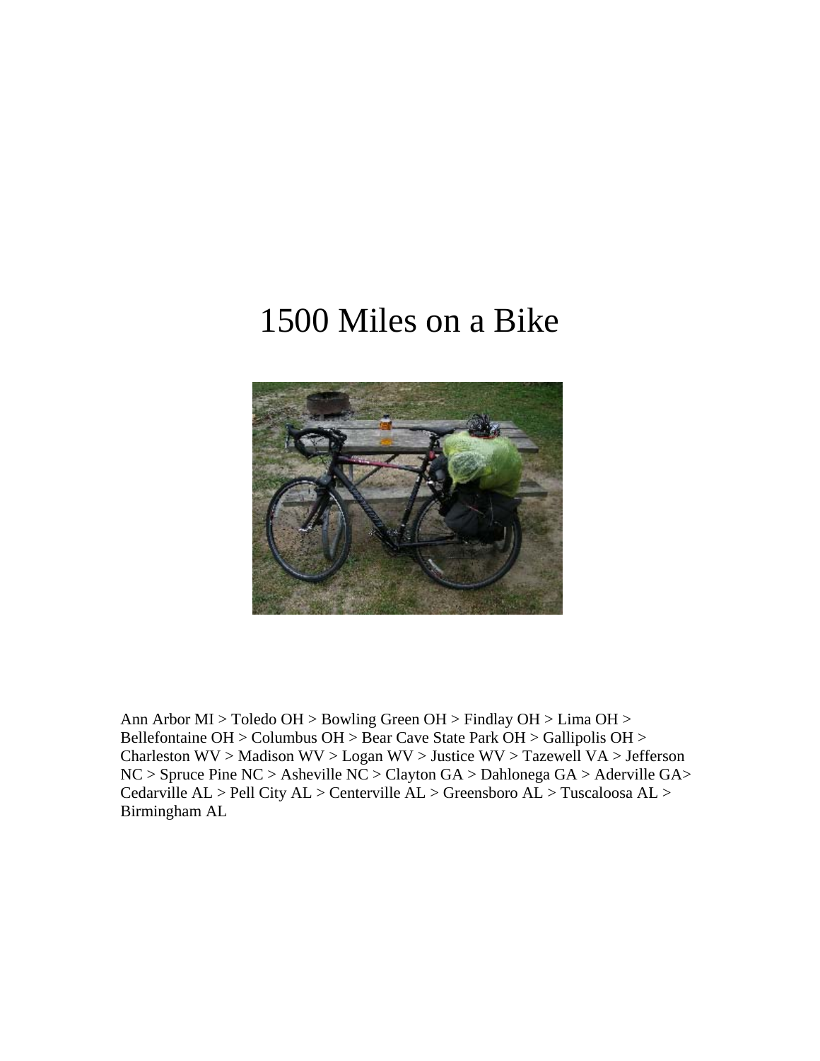# 1500 Miles on a Bike

Ann Arbor MI > Toledo OH > Bowling Green OH > Findlay OH > Lima OH > Bellefontaine OH > Columbus OH > Bear Cave State Park OH > Gallipolis OH > Charleston WV > Madison WV > Logan WV > Justice WV > Tazewell VA > Jefferson NC > Spruce Pine NC > Asheville NC > Clayton GA > Dahlonega GA > Aderville GA> Cedarville AL > Pell City AL > Centerville AL > Greensboro AL > Tuscaloosa AL > Birmingham AL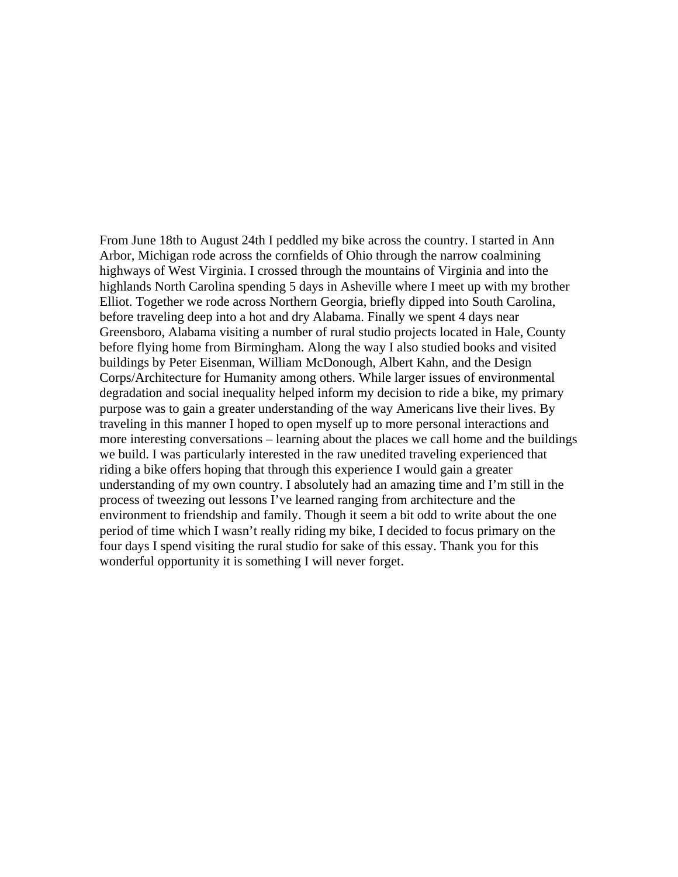From June 18th to August 24th I peddled my bike across the country. I started in Ann Arbor, Michigan rode across the cornfields of Ohio through the narrow coalmining highways of West Virginia. I crossed through the mountains of Virginia and into the highlands North Carolina spending 5 days in Asheville where I meet up with my brother Elliot. Together we rode across Northern Georgia, briefly dipped into South Carolina, before traveling deep into a hot and dry Alabama. Finally we spent 4 days near Greensboro, Alabama visiting a number of rural studio projects located in Hale, County before flying home from Birmingham. Along the way I also studied books and visited buildings by Peter Eisenman, William McDonough, Albert Kahn, and the Design Corps/Architecture for Humanity among others. While larger issues of environmental degradation and social inequality helped inform my decision to ride a bike, my primary purpose was to gain a greater understanding of the way Americans live their lives. By traveling in this manner I hoped to open myself up to more personal interactions and more interesting conversations – learning about the places we call home and the buildings we build. I was particularly interested in the raw unedited traveling experienced that riding a bike offers hoping that through this experience I would gain a greater understanding of my own country. I absolutely had an amazing time and I'm still in the process of tweezing out lessons I've learned ranging from architecture and the environment to friendship and family. Though it seem a bit odd to write about the one period of time which I wasn't really riding my bike, I decided to focus primary on the four days I spend visiting the rural studio for sake of this essay. Thank you for this wonderful opportunity it is something I will never forget.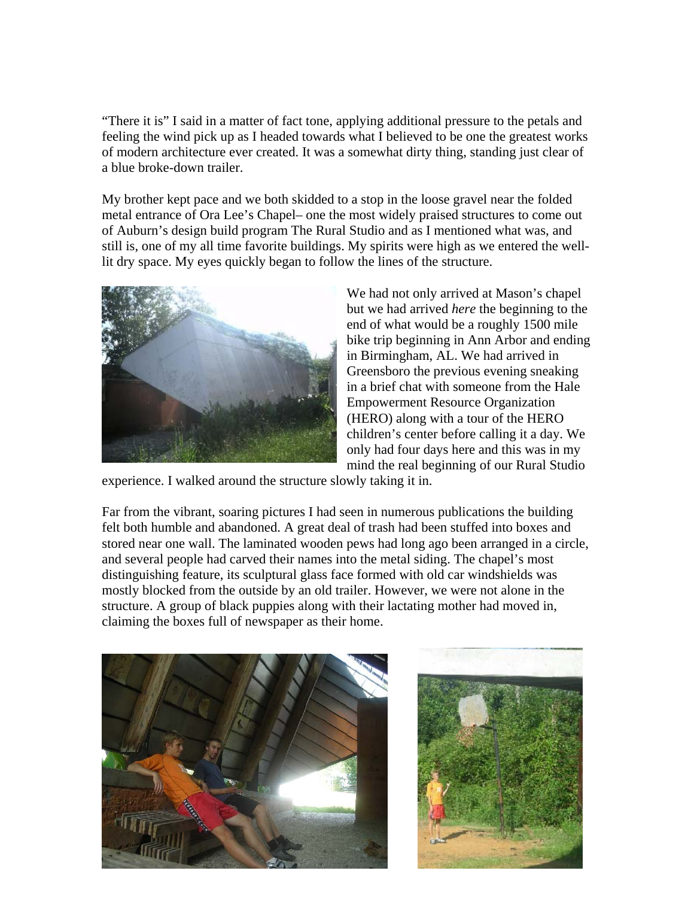"There it is" I said in a matter of fact tone, applying additional pressure to the petals and feeling the wind pick up as I headed towards what I believed to be one the greatest works of modern architecture ever created. It was a somewhat dirty thing, standing just clear of a blue broke-down trailer.

My brother kept pace and we both skidded to a stop in the loose gravel near the folded metal entrance of Ora Lee's Chapel– one the most widely praised structures to come out of Auburn's design build program The Rural Studio and as I mentioned what was, and still is, one of my all time favorite buildings. My spirits were high as we entered the well-lit dry space. My eyes quickly began to follow the lines of the structure.

We had not only arrived at Mason's chapel but we had arrived *here* the beginning to the end of what would be a roughly 1500 mile bike trip beginning in Ann Arbor and ending in Birmingham, AL. We had arrived in Greensboro the previous evening sneaking in a brief chat with someone from the Hale Empowerment Resource Organization (HERO) along with a tour of the HERO children's center before calling it a day. We only had four days here and this was in my mind the real beginning of our Rural Studio experience. I walked around the structure slowly taking it in.

Far from the vibrant, soaring pictures I had seen in numerous publications the building felt both humble and abandoned. A great deal of trash had been stuffed into boxes and stored near one wall. The laminated wooden pews had long ago been arranged in a circle, and several people had carved their names into the metal siding. The chapel's most distinguishing feature, its sculptural glass face formed with old car windshields was mostly blocked from the outside by an old trailer. However, we were not alone in the structure. A group of black puppies along with their lactating mother had moved in, claiming the boxes full of newspaper as their home.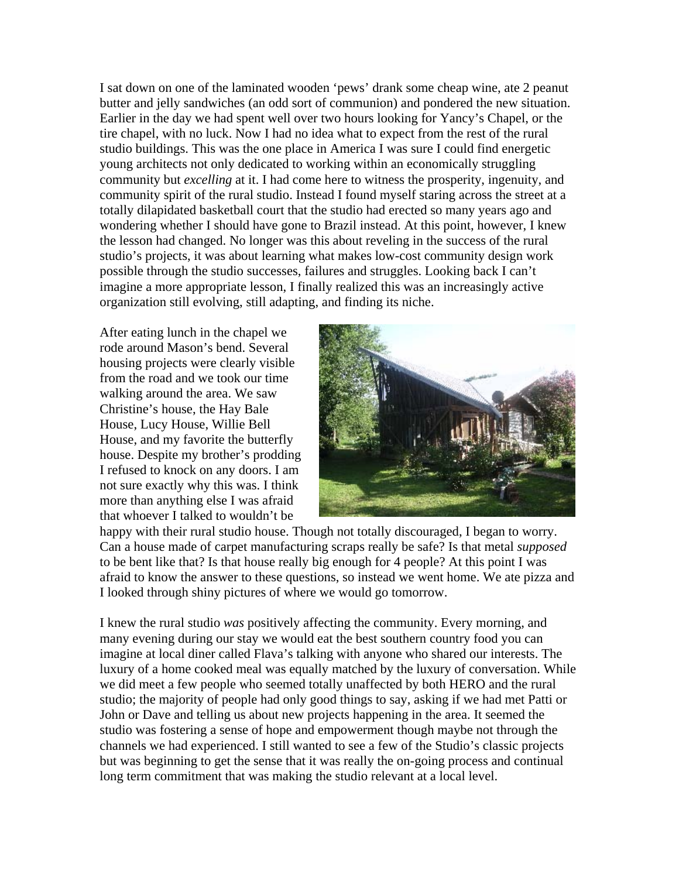I sat down on one of the laminated wooden 'pews' drank some cheap wine, ate 2 peanut butter and jelly sandwiches (an odd sort of communion) and pondered the new situation. Earlier in the day we had spent well over two hours looking for Yancy's Chapel, or the tire chapel, with no luck. Now I had no idea what to expect from the rest of the rural studio buildings. This was the one place in America I was sure I could find energetic young architects not only dedicated to working within an economically struggling community but *excelling* at it. I had come here to witness the prosperity, ingenuity, and community spirit of the rural studio. Instead I found myself staring across the street at a totally dilapidated basketball court that the studio had erected so many years ago and wondering whether I should have gone to Brazil instead. At this point, however, I knew the lesson had changed. No longer was this about reveling in the success of the rural studio's projects, it was about learning what makes low-cost community design work possible through the studio successes, failures and struggles. Looking back I can't imagine a more appropriate lesson, I finally realized this was an increasingly active organization still evolving, still adapting, and finding its niche.

After eating lunch in the chapel we rode around Mason's bend. Several housing projects were clearly visible from the road and we took our time walking around the area. We saw Christine's house, the Hay Bale House, Lucy House, Willie Bell House, and my favorite the butterfly house. Despite my brother's prodding I refused to knock on any doors. I am not sure exactly why this was. I think more than anything else I was afraid that whoever I talked to wouldn't be happy with their rural studio house. Though not totally discouraged, I began to worry. Can a house made of carpet manufacturing scraps really be safe? Is that metal *supposed* to be bent like that? Is that house really big enough for 4 people? At this point I was afraid to know the answer to these questions, so instead we went home. We ate pizza and I looked through shiny pictures of where we would go tomorrow.

I knew the rural studio *was* positively affecting the community. Every morning, and many evening during our stay we would eat the best southern country food you can imagine at local diner called Flava's talking with anyone who shared our interests. The luxury of a home cooked meal was equally matched by the luxury of conversation. While we did meet a few people who seemed totally unaffected by both HERO and the rural studio; the majority of people had only good things to say, asking if we had met Patti or John or Dave and telling us about new projects happening in the area. It seemed the studio was fostering a sense of hope and empowerment though maybe not through the channels we had experienced. I still wanted to see a few of the Studio's classic projects but was beginning to get the sense that it was really the on-going process and continual long term commitment that was making the studio relevant at a local level.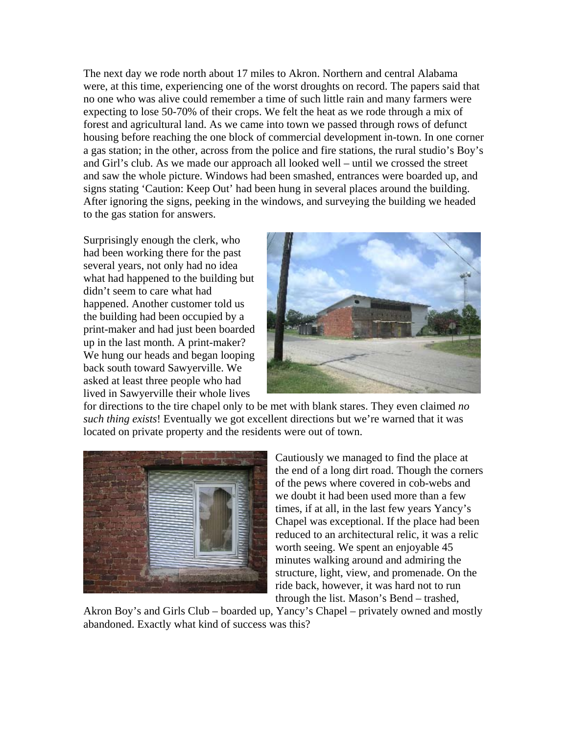The next day we rode north about 17 miles to Akron. Northern and central Alabama were, at this time, experiencing one of the worst droughts on record. The papers said that no one who was alive could remember a time of such little rain and many farmers were expecting to lose 50-70% of their crops. We felt the heat as we rode through a mix of forest and agricultural land. As we came into town we passed through rows of defunct housing before reaching the one block of commercial development in-town. In one corner a gas station; in the other, across from the police and fire stations, the rural studio's Boy's and Girl's club. As we made our approach all looked well – until we crossed the street and saw the whole picture. Windows had been smashed, entrances were boarded up, and signs stating 'Caution: Keep Out' had been hung in several places around the building. After ignoring the signs, peeking in the windows, and surveying the building we headed to the gas station for answers.

Surprisingly enough the clerk, who had been working there for the past several years, not only had no idea what had happened to the building but didn't seem to care what had happened. Another customer told us the building had been occupied by a print-maker and had just been boarded up in the last month. A print-maker? We hung our heads and began looping back south toward Sawyerville. We asked at least three people who had lived in Sawyerville their whole lives for directions to the tire chapel only to be met with blank stares. They even claimed *no such thing exists*! Eventually we got excellent directions but we're warned that it was located on private property and the residents were out of town.

Cautiously we managed to find the place at the end of a long dirt road. Though the corners of the pews where covered in cob-webs and we doubt it had been used more than a few times, if at all, in the last few years Yancy's Chapel was exceptional. If the place had been reduced to an architectural relic, it was a relic worth seeing. We spent an enjoyable 45 minutes walking around and admiring the structure, light, view, and promenade. On the ride back, however, it was hard not to run through the list. Mason's Bend – trashed, Akron Boy's and Girls Club – boarded up, Yancy's Chapel – privately owned and mostly abandoned. Exactly what kind of success was this?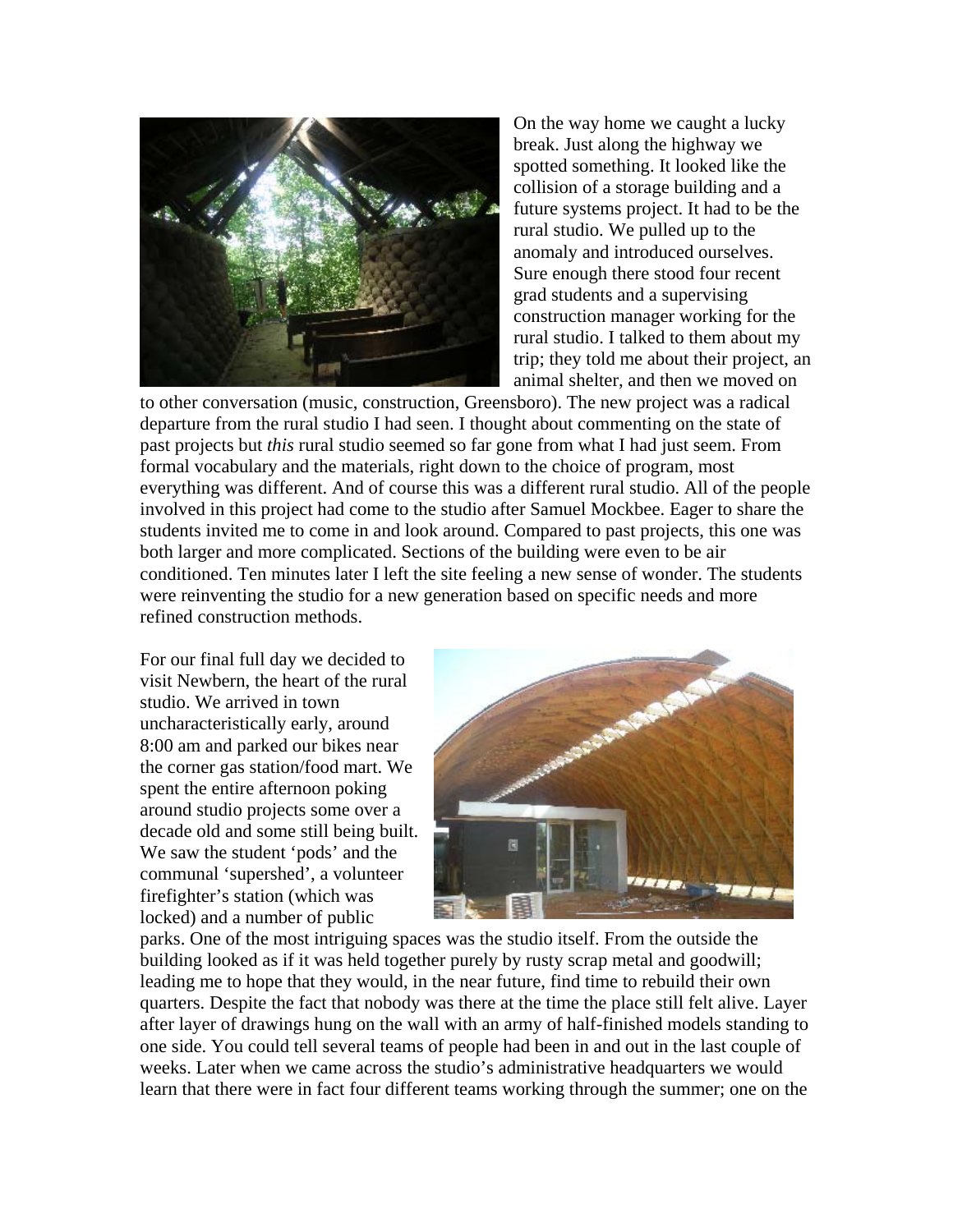On the way home we caught a lucky break. Just along the highway we spotted something. It looked like the collision of a storage building and a future systems project. It had to be the rural studio. We pulled up to the anomaly and introduced ourselves. Sure enough there stood four recent grad students and a supervising construction manager working for the rural studio. I talked to them about my trip; they told me about their project, an animal shelter, and then we moved on to other conversation (music, construction, Greensboro). The new project was a radical departure from the rural studio I had seen. I thought about commenting on the state of past projects but *this* rural studio seemed so far gone from what I had just seem. From formal vocabulary and the materials, right down to the choice of program, most everything was different. And of course this was a different rural studio. All of the people involved in this project had come to the studio after Samuel Mockbee. Eager to share the students invited me to come in and look around. Compared to past projects, this one was both larger and more complicated. Sections of the building were even to be air conditioned. Ten minutes later I left the site feeling a new sense of wonder. The students were reinventing the studio for a new generation based on specific needs and more refined construction methods.

For our final full day we decided to visit Newbern, the heart of the rural studio. We arrived in town uncharacteristically early, around 8:00 am and parked our bikes near the corner gas station/food mart. We spent the entire afternoon poking around studio projects some over a decade old and some still being built. We saw the student 'pods' and the communal 'supershed', a volunteer firefighter's station (which was locked) and a number of public parks. One of the most intriguing spaces was the studio itself. From the outside the building looked as if it was held together purely by rusty scrap metal and goodwill; leading me to hope that they would, in the near future, find time to rebuild their own quarters. Despite the fact that nobody was there at the time the place still felt alive. Layer after layer of drawings hung on the wall with an army of half-finished models standing to one side. You could tell several teams of people had been in and out in the last couple of weeks. Later when we came across the studio's administrative headquarters we would learn that there were in fact four different teams working through the summer; one on the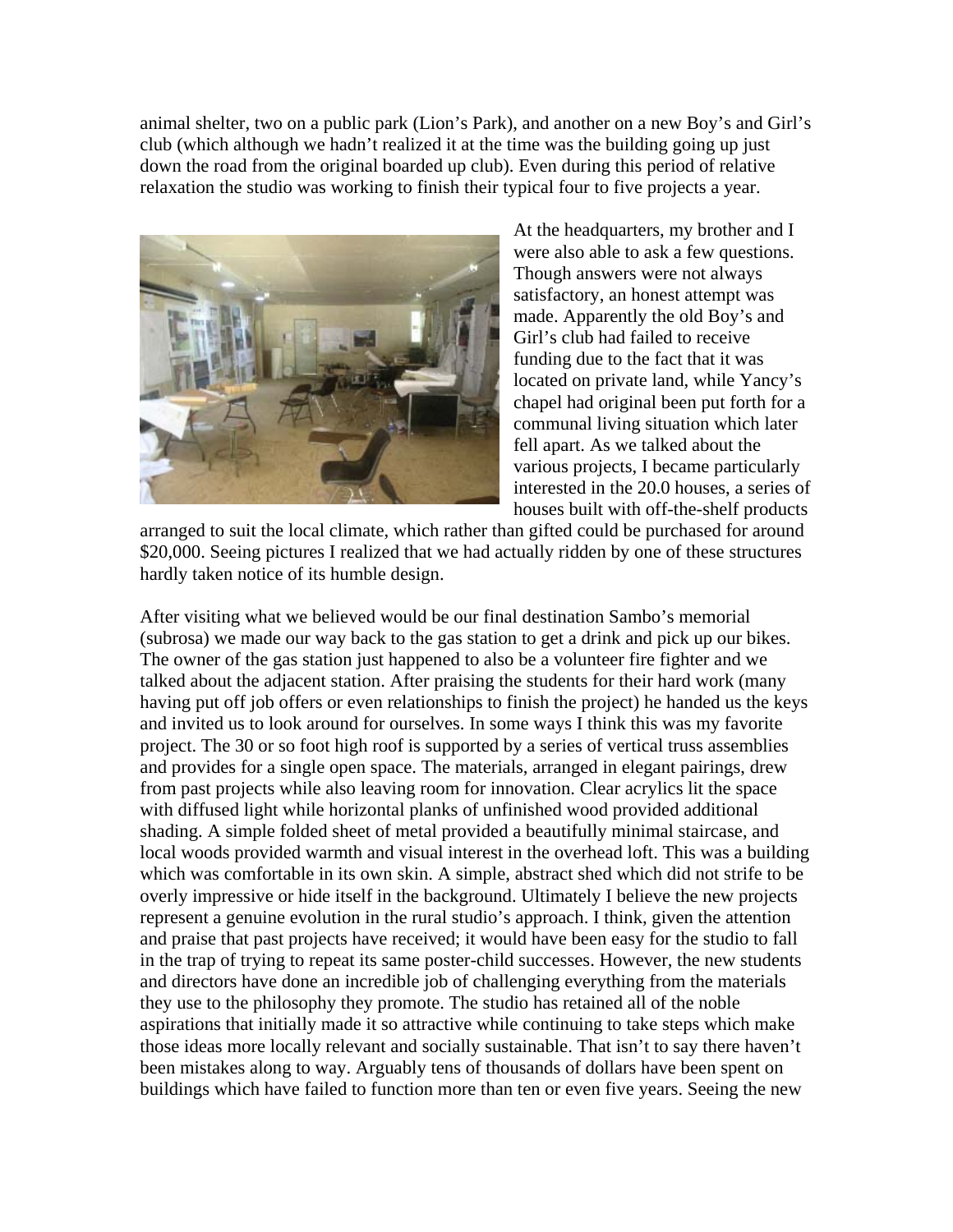animal shelter, two on a public park (Lion's Park), and another on a new Boy's and Girl's club (which although we hadn't realized it at the time was the building going up just down the road from the original boarded up club). Even during this period of relative relaxation the studio was working to finish their typical four to five projects a year.

At the headquarters, my brother and I were also able to ask a few questions. Though answers were not always satisfactory, an honest attempt was made. Apparently the old Boy's and Girl's club had failed to receive funding due to the fact that it was located on private land, while Yancy's chapel had original been put forth for a communal living situation which later fell apart. As we talked about the various projects, I became particularly interested in the 20.0 houses, a series of houses built with off-the-shelf products arranged to suit the local climate, which rather than gifted could be purchased for around $20,000. Seeing pictures I realized that we had actually ridden by one of these structures hardly taken notice of its humble design.

After visiting what we believed would be our final destination Sambo's memorial (subrosa) we made our way back to the gas station to get a drink and pick up our bikes. The owner of the gas station just happened to also be a volunteer fire fighter and we talked about the adjacent station. After praising the students for their hard work (many having put off job offers or even relationships to finish the project) he handed us the keys and invited us to look around for ourselves. In some ways I think this was my favorite project. The 30 or so foot high roof is supported by a series of vertical truss assemblies and provides for a single open space. The materials, arranged in elegant pairings, drew from past projects while also leaving room for innovation. Clear acrylics lit the space with diffused light while horizontal planks of unfinished wood provided additional shading. A simple folded sheet of metal provided a beautifully minimal staircase, and local woods provided warmth and visual interest in the overhead loft. This was a building which was comfortable in its own skin. A simple, abstract shed which did not strife to be overly impressive or hide itself in the background. Ultimately I believe the new projects represent a genuine evolution in the rural studio's approach. I think, given the attention and praise that past projects have received; it would have been easy for the studio to fall in the trap of trying to repeat its same poster-child successes. However, the new students and directors have done an incredible job of challenging everything from the materials they use to the philosophy they promote. The studio has retained all of the noble aspirations that initially made it so attractive while continuing to take steps which make those ideas more locally relevant and socially sustainable. That isn't to say there haven't been mistakes along to way. Arguably tens of thousands of dollars have been spent on buildings which have failed to function more than ten or even five years. Seeing the new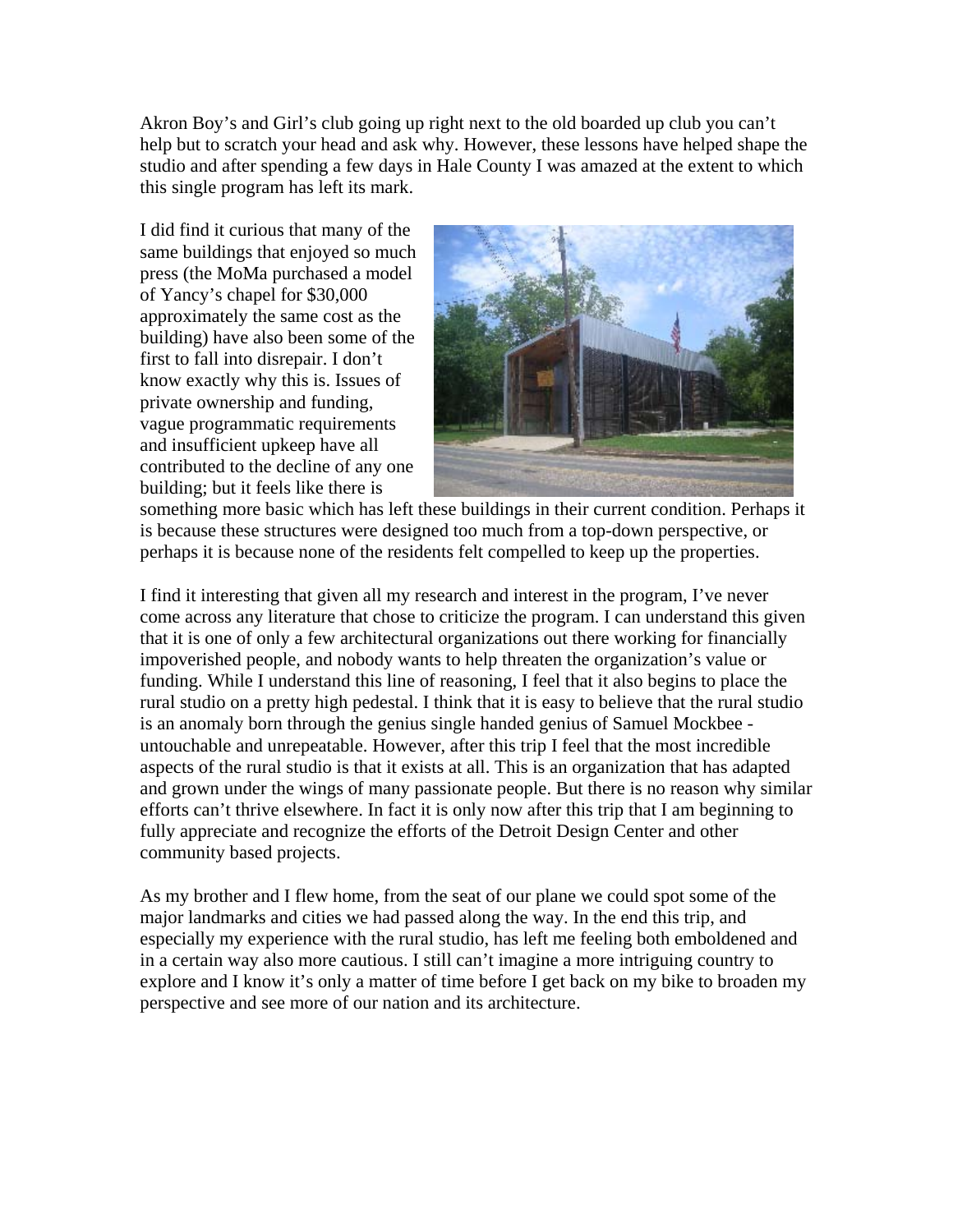Akron Boy's and Girl's club going up right next to the old boarded up club you can't help but to scratch your head and ask why. However, these lessons have helped shape the studio and after spending a few days in Hale County I was amazed at the extent to which this single program has left its mark.

I did find it curious that many of the same buildings that enjoyed so much press (the MoMa purchased a model of Yancy's chapel for $30,000 approximately the same cost as the building) have also been some of the first to fall into disrepair. I don't know exactly why this is. Issues of private ownership and funding, vague programmatic requirements and insufficient upkeep have all contributed to the decline of any one building; but it feels like there is something more basic which has left these buildings in their current condition. Perhaps it is because these structures were designed too much from a top-down perspective, or perhaps it is because none of the residents felt compelled to keep up the properties.

I find it interesting that given all my research and interest in the program, I've never come across any literature that chose to criticize the program. I can understand this given that it is one of only a few architectural organizations out there working for financially impoverished people, and nobody wants to help threaten the organization's value or funding. While I understand this line of reasoning, I feel that it also begins to place the rural studio on a pretty high pedestal. I think that it is easy to believe that the rural studio is an anomaly born through the genius single handed genius of Samuel Mockbee - untouchable and unrepeatable. However, after this trip I feel that the most incredible aspects of the rural studio is that it exists at all. This is an organization that has adapted and grown under the wings of many passionate people. But there is no reason why similar efforts can't thrive elsewhere. In fact it is only now after this trip that I am beginning to fully appreciate and recognize the efforts of the Detroit Design Center and other community based projects.

As my brother and I flew home, from the seat of our plane we could spot some of the major landmarks and cities we had passed along the way. In the end this trip, and especially my experience with the rural studio, has left me feeling both emboldened and in a certain way also more cautious. I still can't imagine a more intriguing country to explore and I know it's only a matter of time before I get back on my bike to broaden my perspective and see more of our nation and its architecture.